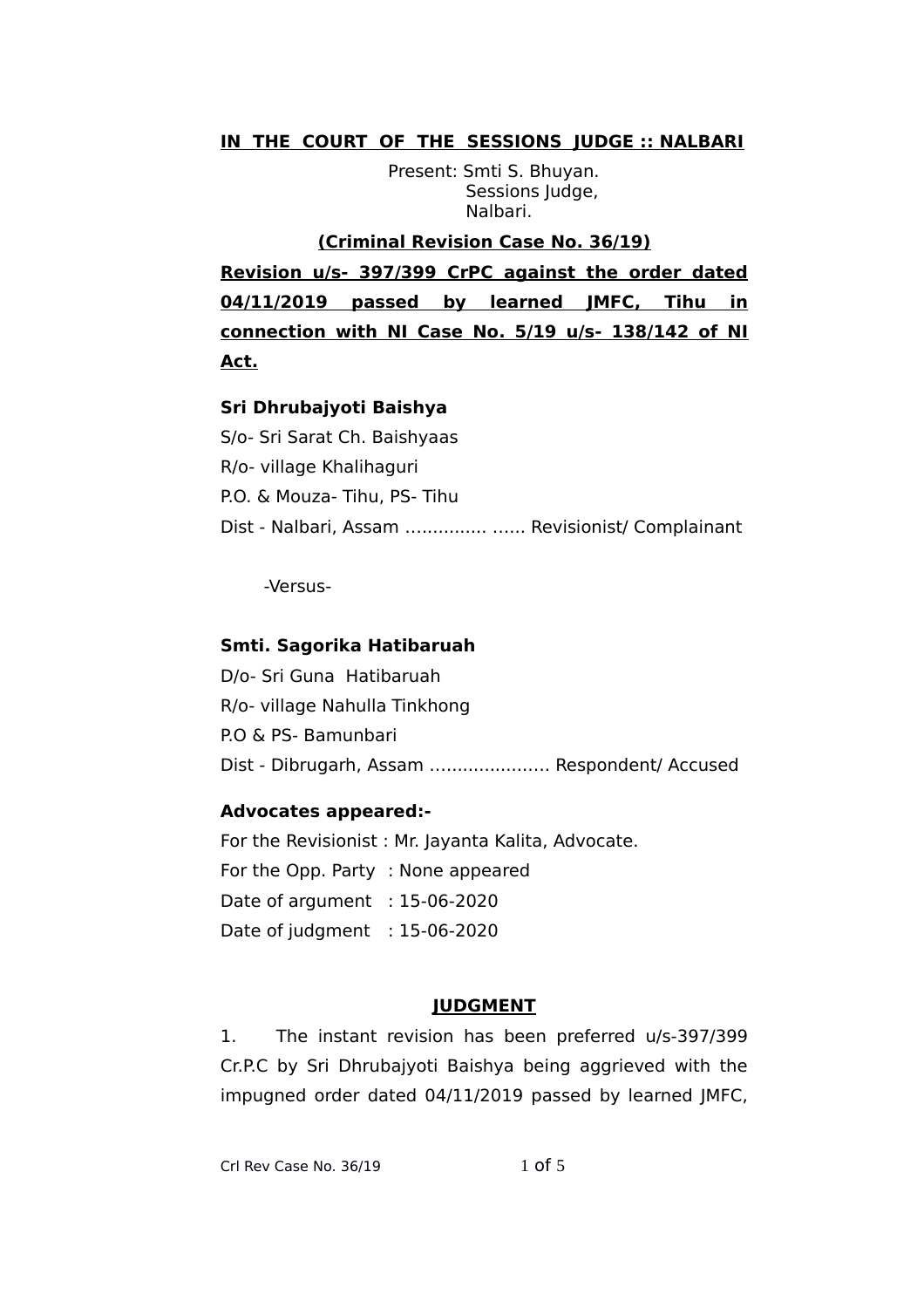**IN THE COURT OF THE SESSIONS JUDGE :: NALBARI**

Present: Smti S. Bhuyan.
Sessions Judge,
Nalbari.

**(Criminal Revision Case No. 36/19)**

**Revision u/s- 397/399 CrPC against the order dated 04/11/2019 passed by learned JMFC, Tihu in connection with NI Case No. 5/19 u/s- 138/142 of NI Act.**

**Sri Dhrubajyoti Baishya**
S/o- Sri Sarat Ch. Baishyaas
R/o- village Khalihaguri
P.O. & Mouza- Tihu, PS- Tihu
Dist - Nalbari, Assam ............... ...... Revisionist/ Complainant

-Versus-

**Smti. Sagorika Hatibaruah**
D/o- Sri Guna Hatibaruah
R/o- village Nahulla Tinkhong
P.O & PS- Bamunbari
Dist - Dibrugarh, Assam ...................... Respondent/ Accused

**Advocates appeared:-**
For the Revisionist : Mr. Jayanta Kalita, Advocate.
For the Opp. Party : None appeared
Date of argument : 15-06-2020
Date of judgment : 15-06-2020

## JUDGMENT

1. The instant revision has been preferred u/s-397/399 Cr.P.C by Sri Dhrubajyoti Baishya being aggrieved with the impugned order dated 04/11/2019 passed by learned JMFC,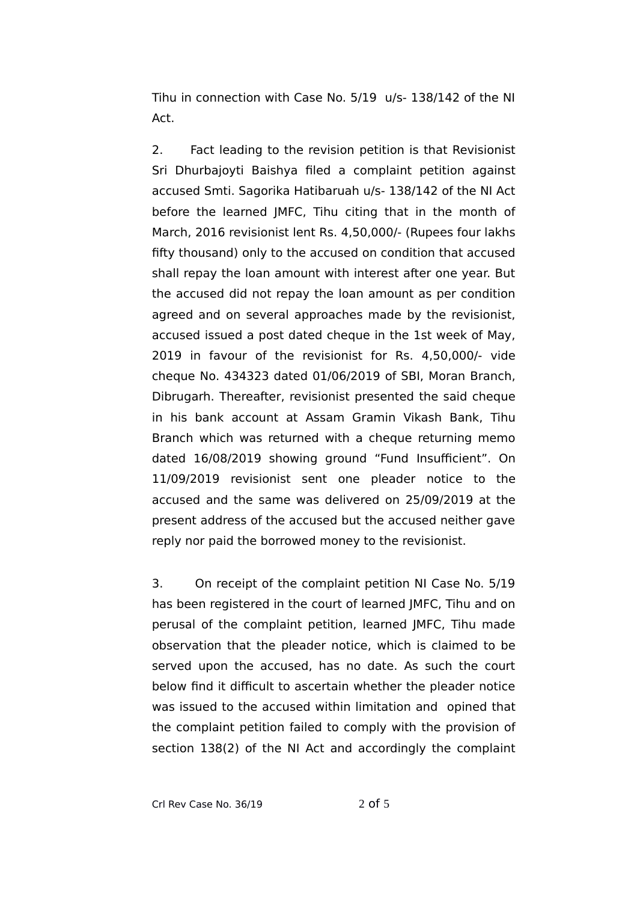Tihu in connection with Case No. 5/19 u/s- 138/142 of the NI Act.

2. Fact leading to the revision petition is that Revisionist Sri Dhurbajoyti Baishya filed a complaint petition against accused Smti. Sagorika Hatibaruah u/s- 138/142 of the NI Act before the learned JMFC, Tihu citing that in the month of March, 2016 revisionist lent Rs. 4,50,000/- (Rupees four lakhs fifty thousand) only to the accused on condition that accused shall repay the loan amount with interest after one year. But the accused did not repay the loan amount as per condition agreed and on several approaches made by the revisionist, accused issued a post dated cheque in the 1st week of May, 2019 in favour of the revisionist for Rs. 4,50,000/- vide cheque No. 434323 dated 01/06/2019 of SBI, Moran Branch, Dibrugarh. Thereafter, revisionist presented the said cheque in his bank account at Assam Gramin Vikash Bank, Tihu Branch which was returned with a cheque returning memo dated 16/08/2019 showing ground "Fund Insufficient". On 11/09/2019 revisionist sent one pleader notice to the accused and the same was delivered on 25/09/2019 at the present address of the accused but the accused neither gave reply nor paid the borrowed money to the revisionist.

3. On receipt of the complaint petition NI Case No. 5/19 has been registered in the court of learned JMFC, Tihu and on perusal of the complaint petition, learned JMFC, Tihu made observation that the pleader notice, which is claimed to be served upon the accused, has no date. As such the court below find it difficult to ascertain whether the pleader notice was issued to the accused within limitation and opined that the complaint petition failed to comply with the provision of section 138(2) of the NI Act and accordingly the complaint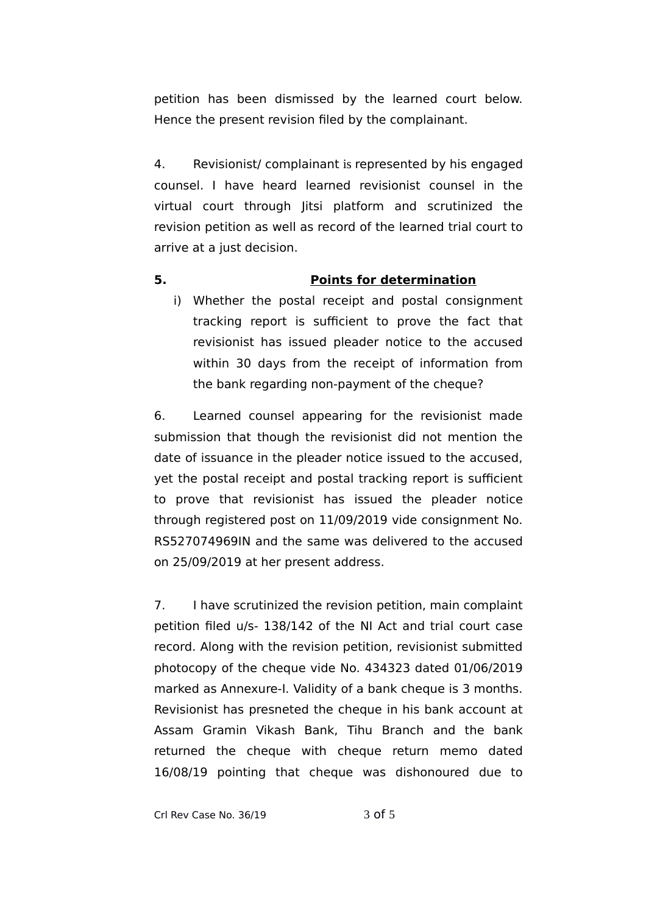petition has been dismissed by the learned court below. Hence the present revision filed by the complainant.

4. Revisionist/ complainant is represented by his engaged counsel. I have heard learned revisionist counsel in the virtual court through Jitsi platform and scrutinized the revision petition as well as record of the learned trial court to arrive at a just decision.

**5. <u>Points for determination</u>**

i) Whether the postal receipt and postal consignment tracking report is sufficient to prove the fact that revisionist has issued pleader notice to the accused within 30 days from the receipt of information from the bank regarding non-payment of the cheque?

6. Learned counsel appearing for the revisionist made submission that though the revisionist did not mention the date of issuance in the pleader notice issued to the accused, yet the postal receipt and postal tracking report is sufficient to prove that revisionist has issued the pleader notice through registered post on 11/09/2019 vide consignment No. RS527074969IN and the same was delivered to the accused on 25/09/2019 at her present address.

7. I have scrutinized the revision petition, main complaint petition filed u/s- 138/142 of the NI Act and trial court case record. Along with the revision petition, revisionist submitted photocopy of the cheque vide No. 434323 dated 01/06/2019 marked as Annexure-I. Validity of a bank cheque is 3 months. Revisionist has presneted the cheque in his bank account at Assam Gramin Vikash Bank, Tihu Branch and the bank returned the cheque with cheque return memo dated 16/08/19 pointing that cheque was dishonoured due to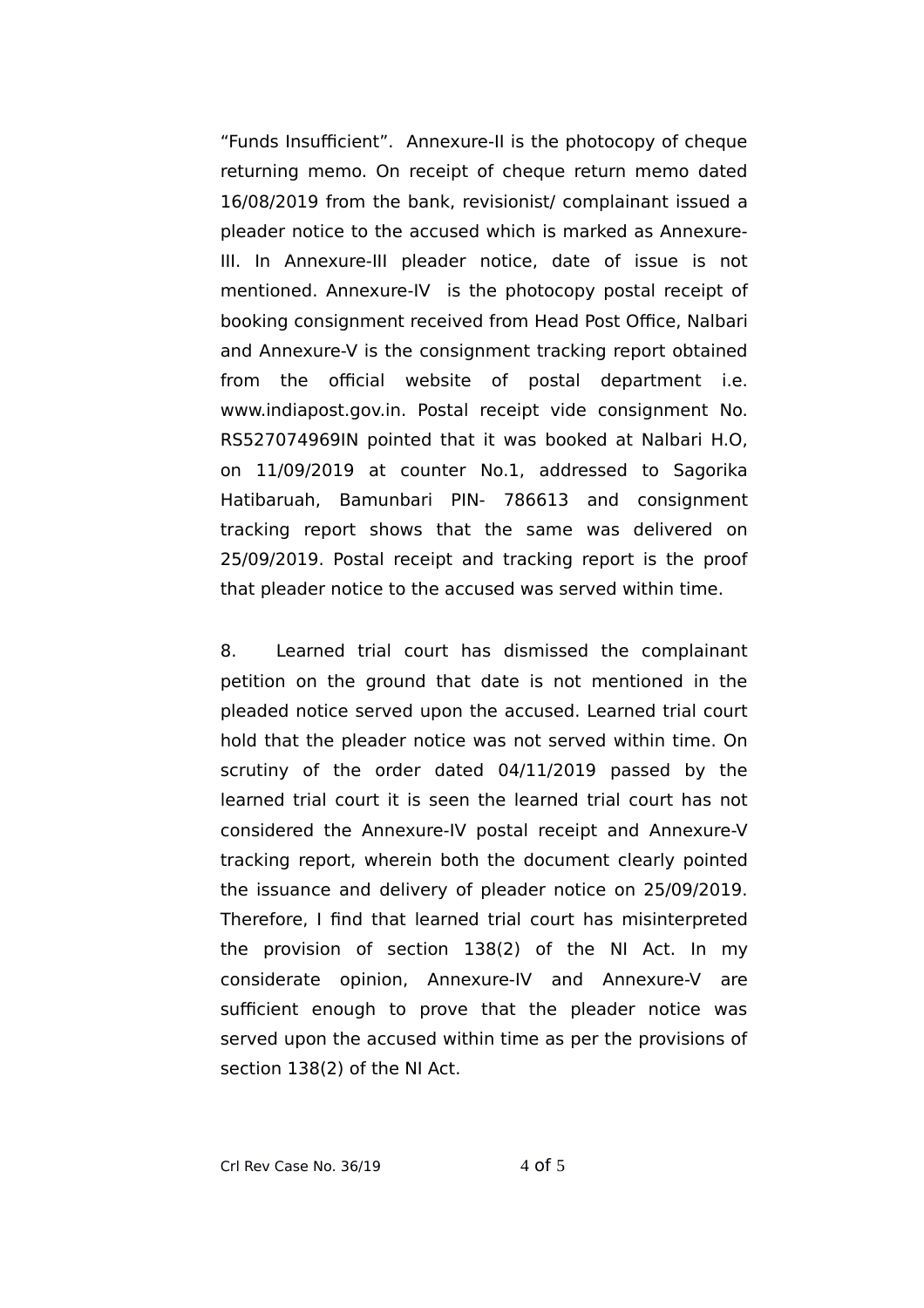"Funds Insufficient". Annexure-II is the photocopy of cheque returning memo. On receipt of cheque return memo dated 16/08/2019 from the bank, revisionist/ complainant issued a pleader notice to the accused which is marked as Annexure-III. In Annexure-III pleader notice, date of issue is not mentioned. Annexure-IV is the photocopy postal receipt of booking consignment received from Head Post Office, Nalbari and Annexure-V is the consignment tracking report obtained from the official website of postal department i.e. www.indiapost.gov.in. Postal receipt vide consignment No. RS527074969IN pointed that it was booked at Nalbari H.O, on 11/09/2019 at counter No.1, addressed to Sagorika Hatibaruah, Bamunbari PIN- 786613 and consignment tracking report shows that the same was delivered on 25/09/2019. Postal receipt and tracking report is the proof that pleader notice to the accused was served within time.

8. Learned trial court has dismissed the complainant petition on the ground that date is not mentioned in the pleaded notice served upon the accused. Learned trial court hold that the pleader notice was not served within time. On scrutiny of the order dated 04/11/2019 passed by the learned trial court it is seen the learned trial court has not considered the Annexure-IV postal receipt and Annexure-V tracking report, wherein both the document clearly pointed the issuance and delivery of pleader notice on 25/09/2019. Therefore, I find that learned trial court has misinterpreted the provision of section 138(2) of the NI Act. In my considerate opinion, Annexure-IV and Annexure-V are sufficient enough to prove that the pleader notice was served upon the accused within time as per the provisions of section 138(2) of the NI Act.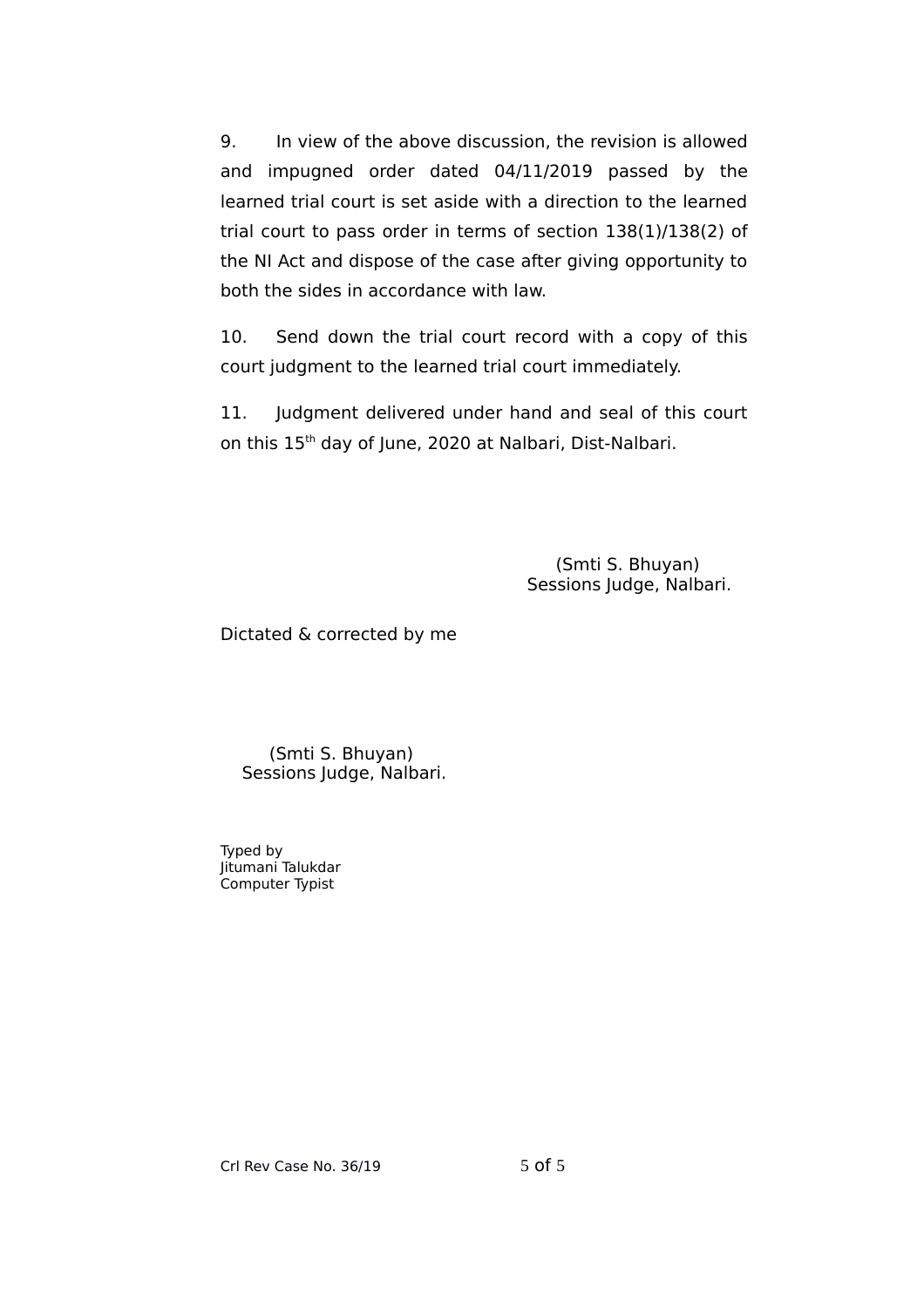9. In view of the above discussion, the revision is allowed and impugned order dated 04/11/2019 passed by the learned trial court is set aside with a direction to the learned trial court to pass order in terms of section 138(1)/138(2) of the NI Act and dispose of the case after giving opportunity to both the sides in accordance with law.

10. Send down the trial court record with a copy of this court judgment to the learned trial court immediately.

11. Judgment delivered under hand and seal of this court on this 15th day of June, 2020 at Nalbari, Dist-Nalbari.

(Smti S. Bhuyan)
Sessions Judge, Nalbari.

Dictated & corrected by me

(Smti S. Bhuyan)
Sessions Judge, Nalbari.

Typed by
Jitumani Talukdar
Computer Typist